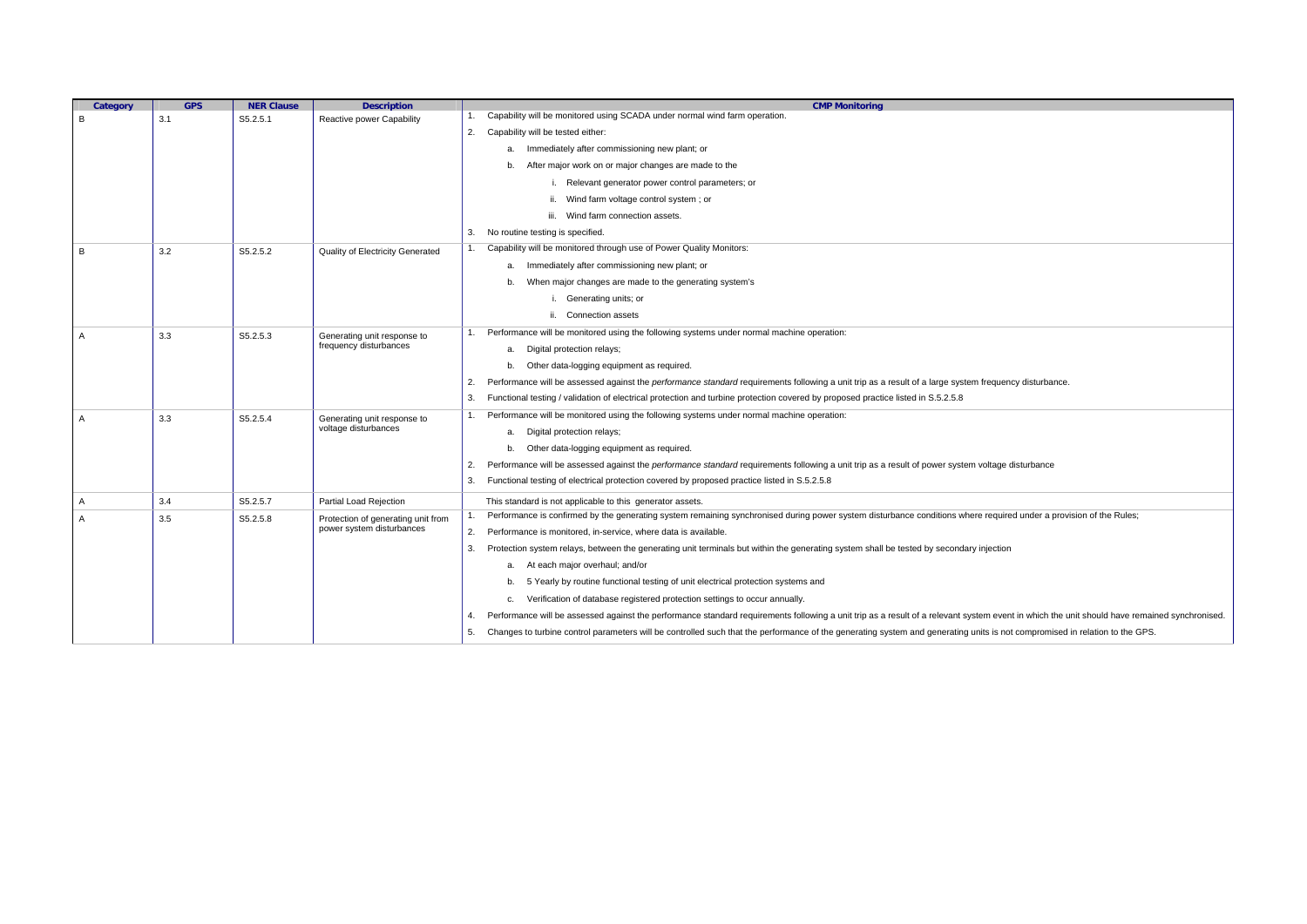| Category | GPS | NER Clause | Description | CMP Monitoring |
| --- | --- | --- | --- | --- |
| B | 3.1 | S5.2.5.1 | Reactive power Capability | 1. Capability will be monitored using SCADA under normal wind farm operation.<br>2. Capability will be tested either:<br>a. Immediately after commissioning new plant; or<br>b. After major work on or major changes are made to the<br>i. Relevant generator power control parameters; or<br>ii. Wind farm voltage control system ; or<br>iii. Wind farm connection assets.<br>3. No routine testing is specified. |
| B | 3.2 | S5.2.5.2 | Quality of Electricity Generated | 1. Capability will be monitored through use of Power Quality Monitors:<br>a. Immediately after commissioning new plant; or<br>b. When major changes are made to the generating system's<br>i. Generating units; or<br>ii. Connection assets |
| A | 3.3 | S5.2.5.3 | Generating unit response to frequency disturbances | 1. Performance will be monitored using the following systems under normal machine operation:<br>a. Digital protection relays;<br>b. Other data-logging equipment as required.<br>2. Performance will be assessed against the *performance standard* requirements following a unit trip as a result of a large system frequency disturbance.<br>3. Functional testing / validation of electrical protection and turbine protection covered by proposed practice listed in S.5.2.5.8 |
| A | 3.3 | S5.2.5.4 | Generating unit response to voltage disturbances | 1. Performance will be monitored using the following systems under normal machine operation:<br>a. Digital protection relays;<br>b. Other data-logging equipment as required.<br>2. Performance will be assessed against the *performance standard* requirements following a unit trip as a result of power system voltage disturbance<br>3. Functional testing of electrical protection covered by proposed practice listed in S5.2.5.8 |
| A | 3.4 | S5.2.5.7 | Partial Load Rejection | This standard is not applicable to this generator assets. |
| A | 3.5 | S5.2.5.8 | Protection of generating unit from power system disturbances | 1. Performance is confirmed by the generating system remaining synchronised during power system disturbance conditions where required under a provision of the Rules;<br>2. Performance is monitored, in-service, where data is available.<br>3. Protection system relays, between the generating unit terminals but within the generating system shall be tested by secondary injection<br>a. At each major overhaul; and/or<br>b. 5 Yearly by routine functional testing of unit electrical protection systems and<br>c. Verification of database registered protection settings to occur annually.<br>4. Performance will be assessed against the performance standard requirements following a unit trip as a result of a relevant system event in which the unit should have remained synchronised.<br>5. Changes to turbine control parameters will be controlled such that the performance of the generating system and generating units is not compromised in relation to the GPS. |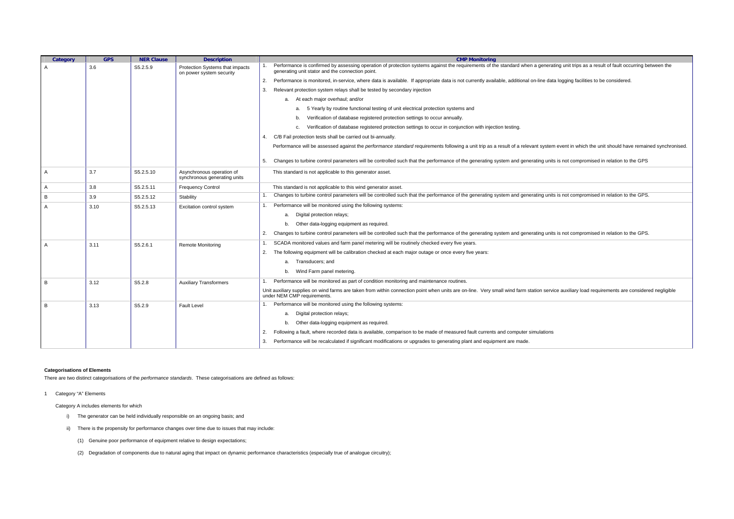| Category | GPS | NER Clause | Description | CMP Monitoring |
|---|---|---|---|---|
| A | 3.6 | S5.2.5.9 | Protection Systems that impacts on power system security | 1. Performance is confirmed by assessing operation of protection systems against the requirements of the standard when a generating unit trips as a result of fault occurring between the generating unit stator and the connection point.<br>2. Performance is monitored, in-service, where data is available. If appropriate data is not currently available, additional on-line data logging facilities to be considered.<br>3. Relevant protection system relays shall be tested by secondary injection<br>a. At each major overhaul; and/or<br>a. 5 Yearly by routine functional testing of unit electrical protection systems and<br>b. Verification of database registered protection settings to occur annually.<br>c. Verification of database registered protection settings to occur in conjunction with injection testing.<br>4. C/B Fail protection tests shall be carried out bi-annually.<br>Performance will be assessed against the *performance standard* requirements following a unit trip as a result of a relevant system event in which the unit should have remained synchronised.<br>5. Changes to turbine control parameters will be controlled such that the performance of the generating system and generating units is not compromised in relation to the GPS |
| A | 3.7 | S5.2.5.10 | Asynchronous operation of synchronous generating units | This standard is not applicable to this generator asset. |
| A | 3.8 | S5.2.5.11 | Frequency Control | This standard is not applicable to this wind generator asset. |
| B | 3.9 | S5.2.5.12 | Stability | 1. Changes to turbine control parameters will be controlled such that the performance of the generating system and generating units is not compromised in relation to the GPS. |
| A | 3.10 | S5.2.5.13 | Excitation control system | 1. Performance will be monitored using the following systems:<br>a. Digital protection relays;<br>b. Other data-logging equipment as required.<br>2. Changes to turbine control parameters will be controlled such that the performance of the generating system and generating units is not compromised in relation to the GPS. |
| A | 3.11 | S5.2.6.1 | Remote Monitoring | 1. SCADA monitored values and farm panel metering will be routinely checked every five years.<br>2. The following equipment will be calibration checked at each major outage or once every five years:<br>a. Transducers; and<br>b. Wind Farm panel metering. |
| B | 3.12 | S5.2.8 | Auxiliary Transformers | 1. Performance will be monitored as part of condition monitoring and maintenance routines.<br>Unit auxiliary supplies on wind farms are taken from within connection point when units are on-line. Very small wind farm station service auxiliary load requirements are considered negligible under NEM CMP requirements. |
| B | 3.13 | S5.2.9 | Fault Level | 1. Performance will be monitored using the following systems:<br>a. Digital protection relays;<br>b. Other data-logging equipment as required.<br>2. Following a fault, where recorded data is available, comparison to be made of measured fault currents and computer simulations<br>3. Performance will be recalculated if significant modifications or upgrades to generating plant and equipment are made. |

**Categorisations of Elements**

There are two distinct categorisations of the *performance standards*. These categorisations are defined as follows:

1 Category "A" Elements

Category A includes elements for which

i) The generator can be held individually responsible on an ongoing basis; and

ii) There is the propensity for performance changes over time due to issues that may include:

(1) Genuine poor performance of equipment relative to design expectations;

(2) Degradation of components due to natural aging that impact on dynamic performance characteristics (especially true of analogue circuitry);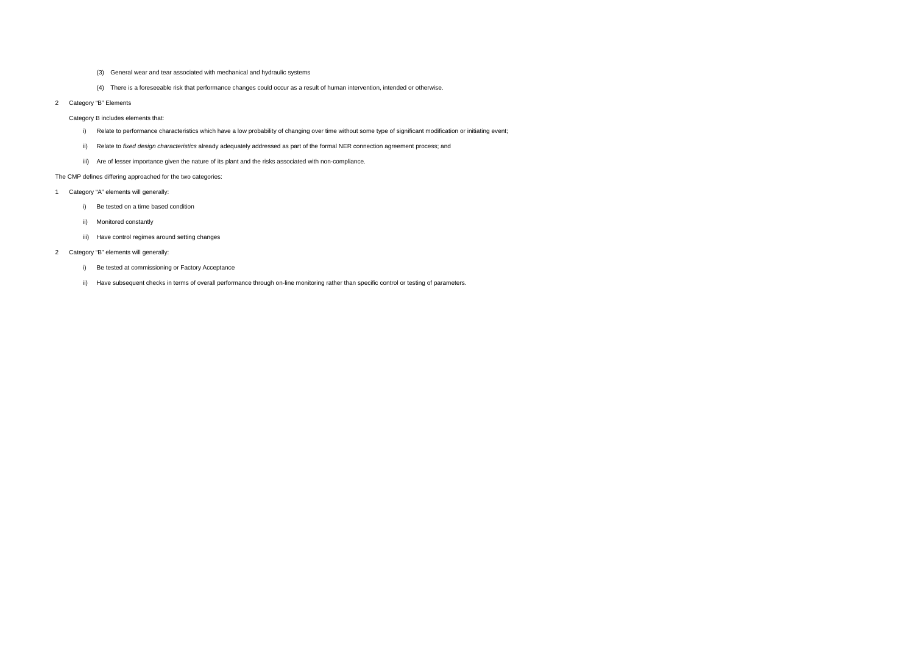(3) General wear and tear associated with mechanical and hydraulic systems

(4) There is a foreseeable risk that performance changes could occur as a result of human intervention, intended or otherwise.

2 Category "B" Elements

Category B includes elements that:

i) Relate to performance characteristics which have a low probability of changing over time without some type of significant modification or initiating event;

ii) Relate to *fixed design characteristics* already adequately addressed as part of the formal NER connection agreement process; and

iii) Are of lesser importance given the nature of its plant and the risks associated with non-compliance.

The CMP defines differing approached for the two categories:

1 Category "A" elements will generally:

i) Be tested on a time based condition

ii) Monitored constantly

iii) Have control regimes around setting changes

2 Category "B" elements will generally:

i) Be tested at commissioning or Factory Acceptance

ii) Have subsequent checks in terms of overall performance through on-line monitoring rather than specific control or testing of parameters.